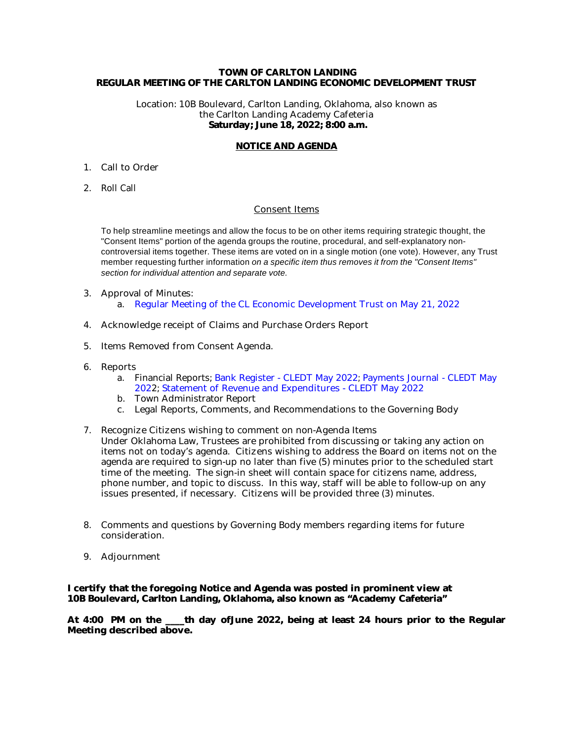**TOWN OF CARLTON LANDING**
**REGULAR MEETING OF THE CARLTON LANDING ECONOMIC DEVELOPMENT TRUST**

Location: 10B Boulevard, Carlton Landing, Oklahoma, also known as the Carlton Landing Academy Cafeteria
**Saturday; June 18, 2022; 8:00 a.m.**

**NOTICE AND AGENDA**

1. Call to Order

2. Roll Call

Consent Items

To help streamline meetings and allow the focus to be on other items requiring strategic thought, the "Consent Items" portion of the agenda groups the routine, procedural, and self-explanatory non-controversial items together. These items are voted on in a single motion (one vote). However, any Trust member requesting further information *on a specific item thus removes it from the "Consent Items" section for individual attention and separate vote.*

3. Approval of Minutes:
   a. Regular Meeting of the CL Economic Development Trust on May 21, 2022

4. Acknowledge receipt of Claims and Purchase Orders Report

5. Items Removed from Consent Agenda.

6. Reports
   a. Financial Reports; Bank Register - CLEDT May 2022; Payments Journal - CLEDT May 2022; Statement of Revenue and Expenditures - CLEDT May 2022
   b. Town Administrator Report
   c. Legal Reports, Comments, and Recommendations to the Governing Body

7. Recognize Citizens wishing to comment on non-Agenda Items
   Under Oklahoma Law, Trustees are prohibited from discussing or taking any action on items not on today's agenda. Citizens wishing to address the Board on items not on the agenda are required to sign-up no later than five (5) minutes prior to the scheduled start time of the meeting. The sign-in sheet will contain space for citizens name, address, phone number, and topic to discuss. In this way, staff will be able to follow-up on any issues presented, if necessary. Citizens will be provided three (3) minutes.

8. Comments and questions by Governing Body members regarding items for future consideration.

9. Adjournment

**I certify that the foregoing Notice and Agenda was posted in prominent view at 10B Boulevard, Carlton Landing, Oklahoma, also known as "Academy Cafeteria"**

**At 4:00 PM on the \_\_\_\_th day of June 2022, being at least 24 hours prior to the Regular Meeting described above.**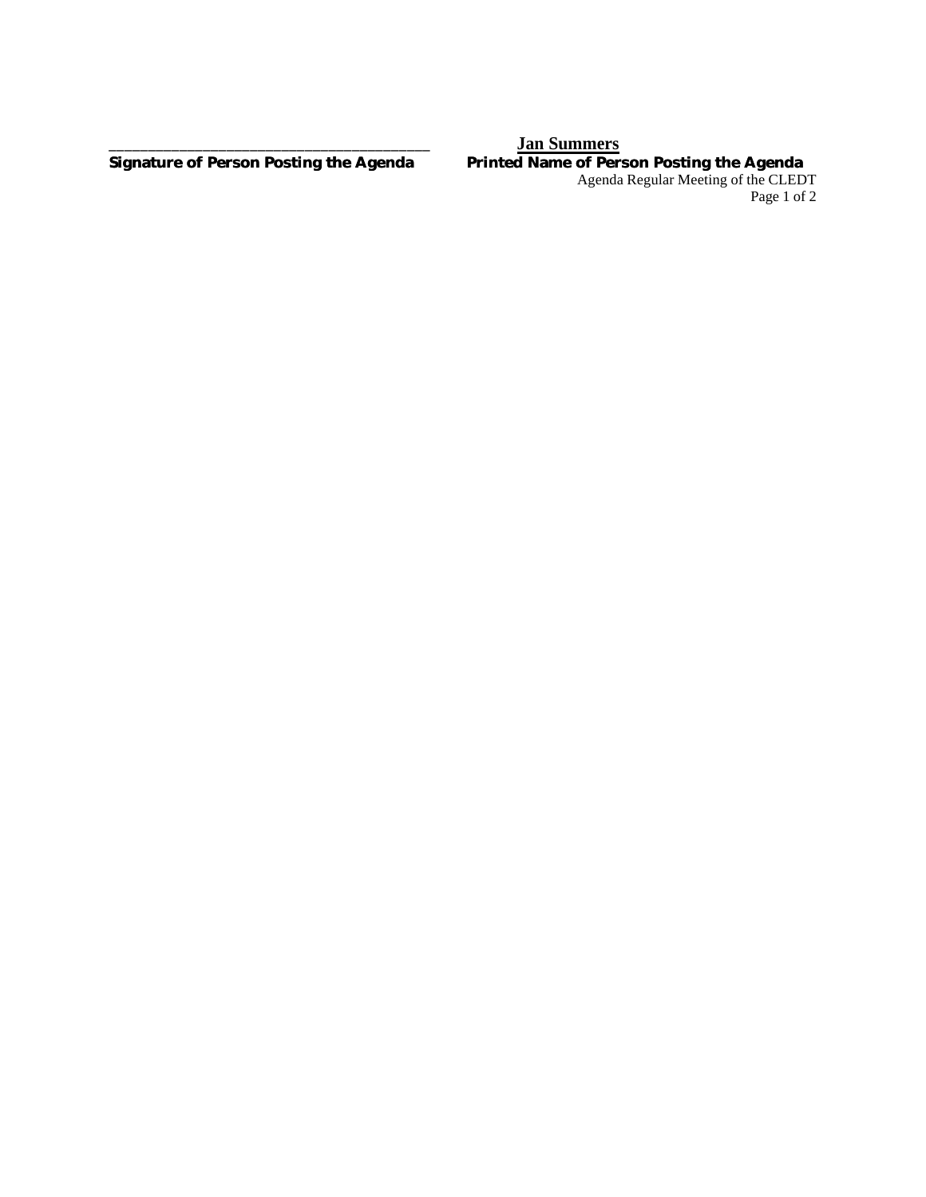________________________________________ **Jan Summers**

**Signature of Person Posting the Agenda** **Printed Name of Person Posting the Agenda**

Agenda Regular Meeting of the CLEDT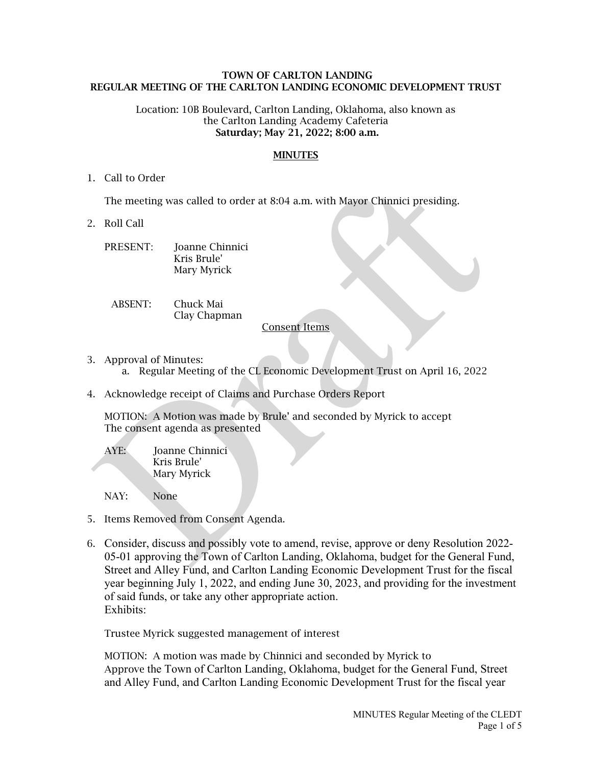**TOWN OF CARLTON LANDING**
**REGULAR MEETING OF THE CARLTON LANDING ECONOMIC DEVELOPMENT TRUST**

Location: 10B Boulevard, Carlton Landing, Oklahoma, also known as the Carlton Landing Academy Cafeteria
**Saturday; May 21, 2022; 8:00 a.m.**

**MINUTES**

1. Call to Order

   The meeting was called to order at 8:04 a.m. with Mayor Chinnici presiding.

2. Roll Call

   PRESENT: Joanne Chinnici
   Kris Brule'
   Mary Myrick

   ABSENT: Chuck Mai
   Clay Chapman

Consent Items

3. Approval of Minutes:
   a. Regular Meeting of the CL Economic Development Trust on April 16, 2022

4. Acknowledge receipt of Claims and Purchase Orders Report

   MOTION: A Motion was made by Brule' and seconded by Myrick to accept The consent agenda as presented

   AYE: Joanne Chinnici
   Kris Brule'
   Mary Myrick

   NAY: None

5. Items Removed from Consent Agenda.

6. Consider, discuss and possibly vote to amend, revise, approve or deny Resolution 2022-05-01 approving the Town of Carlton Landing, Oklahoma, budget for the General Fund, Street and Alley Fund, and Carlton Landing Economic Development Trust for the fiscal year beginning July 1, 2022, and ending June 30, 2023, and providing for the investment of said funds, or take any other appropriate action.
   Exhibits:

   Trustee Myrick suggested management of interest

   MOTION: A motion was made by Chinnici and seconded by Myrick to Approve the Town of Carlton Landing, Oklahoma, budget for the General Fund, Street and Alley Fund, and Carlton Landing Economic Development Trust for the fiscal year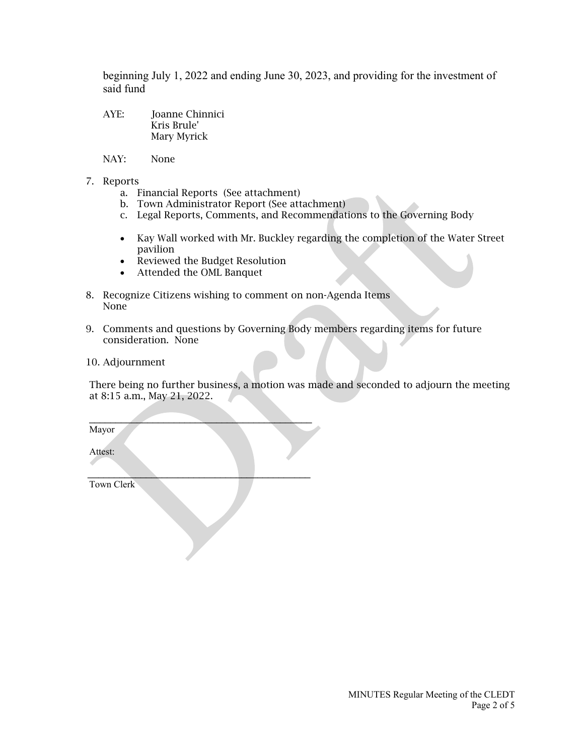beginning July 1, 2022 and ending June 30, 2023, and providing for the investment of said fund

AYE: Joanne Chinnici
Kris Brule'
Mary Myrick

NAY: None

7. Reports
   a. Financial Reports (See attachment)
   b. Town Administrator Report (See attachment)
   c. Legal Reports, Comments, and Recommendations to the Governing Body

- Kay Wall worked with Mr. Buckley regarding the completion of the Water Street pavilion
- Reviewed the Budget Resolution
- Attended the OML Banquet

8. Recognize Citizens wishing to comment on non-Agenda Items
   None

9. Comments and questions by Governing Body members regarding items for future consideration. None

10. Adjournment

There being no further business, a motion was made and seconded to adjourn the meeting at 8:15 a.m., May 21, 2022.

\_\_\_\_\_\_\_\_\_\_\_\_\_\_\_\_\_\_\_\_\_\_\_\_\_\_\_\_\_\_\_\_\_\_\_\_\_\_\_\_\_\_\_\_

Mayor

Attest:

\_\_\_\_\_\_\_\_\_\_\_\_\_\_\_\_\_\_\_\_\_\_\_\_\_\_\_\_\_\_\_\_\_\_\_\_\_\_\_\_\_\_\_\_

Town Clerk

Draft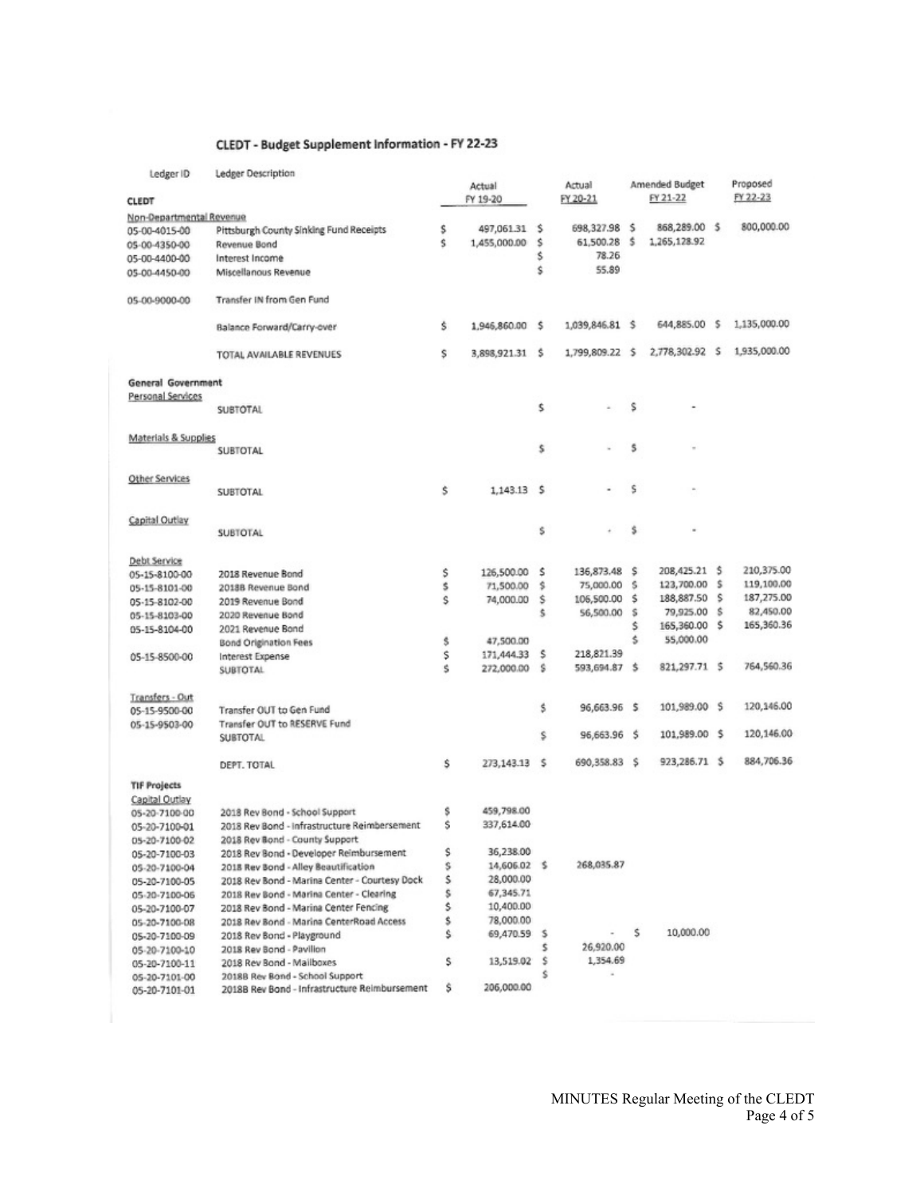## CLEDT - Budget Supplement Information - FY 22-23

| Ledger ID | Ledger Description | Actual FY 19-20 | Actual FY 20-21 | Amended Budget FY 21-22 | Proposed FY 22-23 |
|---|---|---|---|---|---|
| **CLEDT** | | | | | |
| Non-Departmental Revenue | | | | | |
| 05-00-4015-00 | Pittsburgh County Sinking Fund Receipts | $ 497,061.31 | $ 698,327.98 | $ 868,289.00 | $ 800,000.00 |
| 05-00-4350-00 | Revenue Bond | $ 1,455,000.00 | $ 61,500.28 | $ 1,265,128.92 | |
| 05-00-4400-00 | Interest Income | | $ 78.26 | | |
| 05-00-4450-00 | Miscellanous Revenue | | $ 55.89 | | |
| 05-00-9000-00 | Transfer IN from Gen Fund | | | | |
| | Balance Forward/Carry-over | $ 1,946,860.00 | $ 1,039,846.81 | $ 644,885.00 | $ 1,135,000.00 |
| | TOTAL AVAILABLE REVENUES | $ 3,898,921.31 | $ 1,799,809.22 | $ 2,778,302.92 | $ 1,935,000.00 |
| **General Government** | | | | | |
| Personal Services | | | | | |
| | SUBTOTAL | | $ - | $ - | |
| Materials & Supplies | | | | | |
| | SUBTOTAL | | $ - | $ - | |
| Other Services | | | | | |
| | SUBTOTAL | $ 1,143.13 | $ - | $ - | |
| Capital Outlay | | | | | |
| | SUBTOTAL | | $ - | $ - | |
| Debt Service | | | | | |
| 05-15-8100-00 | 2018 Revenue Bond | $ 126,500.00 | $ 136,873.48 | $ 208,425.21 | $ 210,375.00 |
| 05-15-8101-00 | 2018B Revenue Bond | $ 71,500.00 | $ 75,000.00 | $ 123,700.00 | $ 119,100.00 |
| 05-15-8102-00 | 2019 Revenue Bond | $ 74,000.00 | $ 106,500.00 | $ 188,887.50 | $ 187,275.00 |
| 05-15-8103-00 | 2020 Revenue Bond | | $ 56,500.00 | $ 79,925.00 | $ 82,450.00 |
| 05-15-8104-00 | 2021 Revenue Bond | | | $ 165,360.00 | $ 165,360.36 |
| | Bond Origination Fees | $ 47,500.00 | | $ 55,000.00 | |
| 05-15-8500-00 | Interest Expense | $ 171,444.33 | $ 218,821.39 | | |
| | SUBTOTAL | $ 272,000.00 | $ 593,694.87 | $ 821,297.71 | $ 764,560.36 |
| Transfers - Out | | | | | |
| 05-15-9500-00 | Transfer OUT to Gen Fund | | $ 96,663.96 | $ 101,989.00 | $ 120,146.00 |
| 05-15-9503-00 | Transfer OUT to RESERVE Fund | | | | |
| | SUBTOTAL | | $ 96,663.96 | $ 101,989.00 | $ 120,146.00 |
| | DEPT. TOTAL | $ 273,143.13 | $ 690,358.83 | $ 923,286.71 | $ 884,706.36 |
| **TIF Projects** | | | | | |
| Capital Outlay | | | | | |
| 05-20-7100-00 | 2018 Rev Bond - School Support | $ 459,798.00 | | | |
| 05-20-7100-01 | 2018 Rev Bond - Infrastructure Reimbersement | $ 337,614.00 | | | |
| 05-20-7100-02 | 2018 Rev Bond - County Support | | | | |
| 05-20-7100-03 | 2018 Rev Bond - Developer Reimbursement | $ 36,238.00 | | | |
| 05-20-7100-04 | 2018 Rev Bond - Alley Beautification | $ 14,606.02 | $ 268,035.87 | | |
| 05-20-7100-05 | 2018 Rev Bond - Marina Center - Courtesy Dock | $ 28,000.00 | | | |
| 05-20-7100-06 | 2018 Rev Bond - Marina Center - Clearing | $ 67,345.71 | | | |
| 05-20-7100-07 | 2018 Rev Bond - Marina Center Fencing | $ 10,400.00 | | | |
| 05-20-7100-08 | 2018 Rev Bond - Marina CenterRoad Access | $ 78,000.00 | | | |
| 05-20-7100-09 | 2018 Rev Bond - Playground | $ 69,470.59 | $ - | $ 10,000.00 | |
| 05-20-7100-10 | 2018 Rev Bond - Pavilion | | $ 26,920.00 | | |
| 05-20-7100-11 | 2018 Rev Bond - Mailboxes | $ 13,519.02 | $ 1,354.69 | | |
| 05-20-7101-00 | 2018B Rev Bond - School Support | | $ - | | |
| 05-20-7101-01 | 2018B Rev Bond - Infrastructure Reimbursement | $ 206,000.00 | | | |

MINUTES Regular Meeting of the CLEDT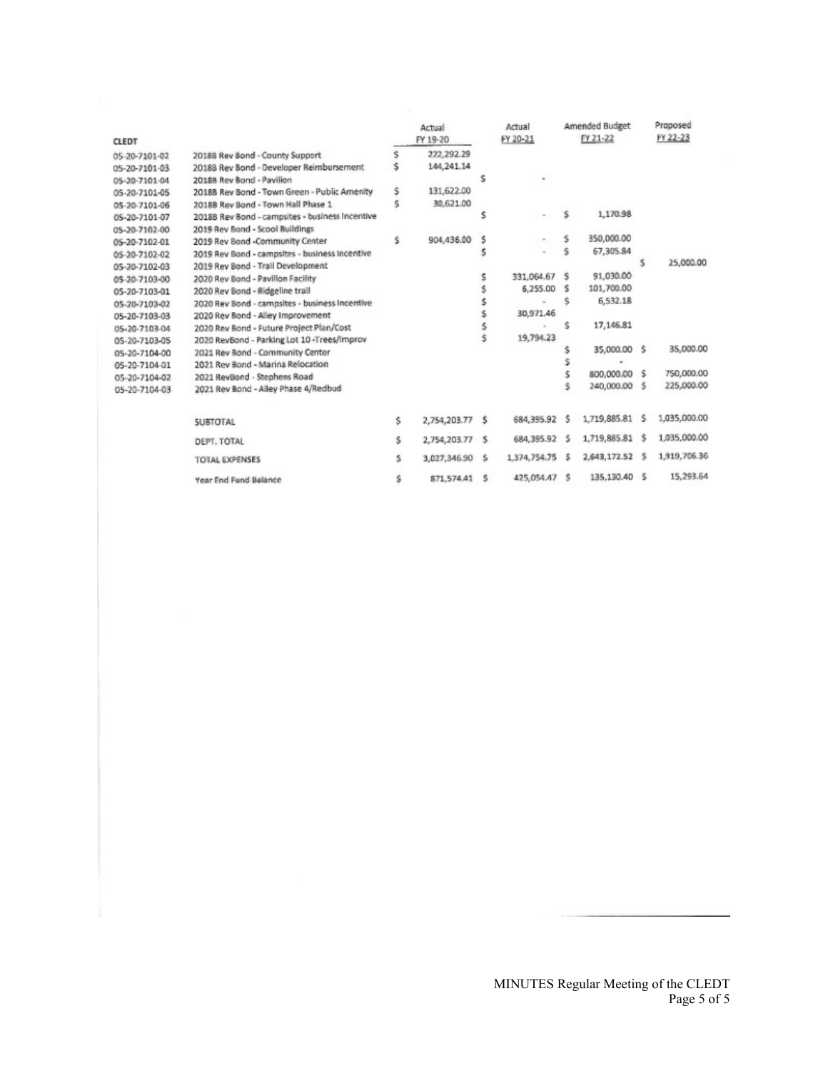| CLEDT | | Actual FY 19-20 | Actual FY 20-21 | Amended Budget FY 21-22 | Proposed FY 22-23 |
|---|---|---|---|---|---|
| 05-20-7101-02 | 2018B Rev Bond - County Support | $ 222,292.29 | | | |
| 05-20-7101-03 | 2018B Rev Bond - Developer Reimbursement | $ 144,241.14 | | | |
| 05-20-7101-04 | 2018B Rev Bond - Pavilion | | $ - | | |
| 05-20-7101-05 | 2018B Rev Bond - Town Green - Public Amenity | $ 131,622.00 | | | |
| 05-20-7101-06 | 2018B Rev Bond - Town Hall Phase 1 | $ 30,621.00 | | | |
| 05-20-7101-07 | 2018B Rev Bond - campsites - business Incentive | | $ - | $ 1,170.98 | |
| 05-20-7102-00 | 2019 Rev Bond - Scool Buildings | | | | |
| 05-20-7102-01 | 2019 Rev Bond -Community Center | $ 904,436.00 | $ - | $ 350,000.00 | |
| 05-20-7102-02 | 2019 Rev Bond - campsites - business Incentive | | $ - | $ 67,305.84 | |
| 05-20-7102-03 | 2019 Rev Bond - Trail Development | | | | $ 25,000.00 |
| 05-20-7103-00 | 2020 Rev Bond - Pavilion Facility | | $ 331,064.67 | $ 91,030.00 | |
| 05-20-7103-01 | 2020 Rev Bond - Ridgeline trail | | $ 6,255.00 | $ 101,700.00 | |
| 05-20-7103-02 | 2020 Rev Bond - campsites - business Incentive | | $ - | $ 6,532.18 | |
| 05-20-7103-03 | 2020 Rev Bond - Alley Improvement | | $ 30,971.46 | | |
| 05-20-7103-04 | 2020 Rev Bond - Future Project Plan/Cost | | $ - | $ 17,146.81 | |
| 05-20-7103-05 | 2020 RevBond - Parking Lot 10 -Trees/Improv | | $ 19,794.23 | | |
| 05-20-7104-00 | 2021 Rev Bond - Community Center | | | $ 35,000.00 | $ 35,000.00 |
| 05-20-7104-01 | 2021 Rev Bond - Marina Relocation | | | $ - | |
| 05-20-7104-02 | 2021 RevBond - Stephens Road | | | $ 800,000.00 | $ 750,000.00 |
| 05-20-7104-03 | 2021 Rev Bond - Alley Phase 4/Redbud | | | $ 240,000.00 | $ 225,000.00 |
| | SUBTOTAL | $ 2,754,203.77 | $ 684,395.92 | $ 1,719,885.81 | $ 1,035,000.00 |
| | DEPT. TOTAL | $ 2,754,203.77 | $ 684,395.92 | $ 1,719,885.81 | $ 1,035,000.00 |
| | TOTAL EXPENSES | $ 3,027,346.90 | $ 1,374,754.75 | $ 2,643,172.52 | $ 1,919,706.36 |
| | Year End Fund Balance | $ 871,574.41 | $ 425,054.47 | $ 135,130.40 | $ 15,293.64 |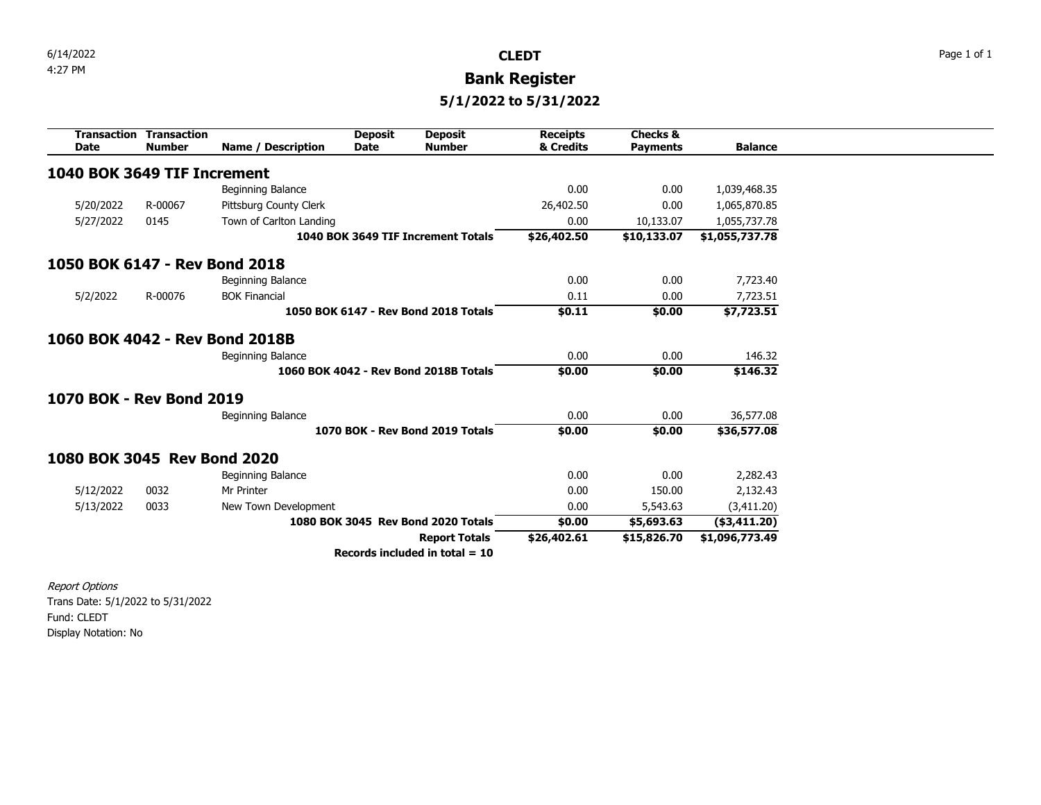6/14/2022
4:27 PM

# CLEDT

## Bank Register

### 5/1/2022 to 5/31/2022

| Transaction Date | Transaction Number | Name / Description | Deposit Date | Deposit Number | Receipts & Credits | Checks & Payments | Balance |
|---|---|---|---|---|---|---|---|
| **1040 BOK 3649 TIF Increment** | | | | | | | |
| | | Beginning Balance | | | 0.00 | 0.00 | 1,039,468.35 |
| 5/20/2022 | R-00067 | Pittsburg County Clerk | | | 26,402.50 | 0.00 | 1,065,870.85 |
| 5/27/2022 | 0145 | Town of Carlton Landing | | | 0.00 | 10,133.07 | 1,055,737.78 |
| | | **1040 BOK 3649 TIF Increment Totals** | | | **$26,402.50** | **$10,133.07** | **$1,055,737.78** |
| **1050 BOK 6147 - Rev Bond 2018** | | | | | | | |
| | | Beginning Balance | | | 0.00 | 0.00 | 7,723.40 |
| 5/2/2022 | R-00076 | BOK Financial | | | 0.11 | 0.00 | 7,723.51 |
| | | **1050 BOK 6147 - Rev Bond 2018 Totals** | | | **$0.11** | **$0.00** | **$7,723.51** |
| **1060 BOK 4042 - Rev Bond 2018B** | | | | | | | |
| | | Beginning Balance | | | 0.00 | 0.00 | 146.32 |
| | | **1060 BOK 4042 - Rev Bond 2018B Totals** | | | **$0.00** | **$0.00** | **$146.32** |
| **1070 BOK - Rev Bond 2019** | | | | | | | |
| | | Beginning Balance | | | 0.00 | 0.00 | 36,577.08 |
| | | **1070 BOK - Rev Bond 2019 Totals** | | | **$0.00** | **$0.00** | **$36,577.08** |
| **1080 BOK 3045 Rev Bond 2020** | | | | | | | |
| | | Beginning Balance | | | 0.00 | 0.00 | 2,282.43 |
| 5/12/2022 | 0032 | Mr Printer | | | 0.00 | 150.00 | 2,132.43 |
| 5/13/2022 | 0033 | New Town Development | | | 0.00 | 5,543.63 | (3,411.20) |
| | | **1080 BOK 3045 Rev Bond 2020 Totals** | | | **$0.00** | **$5,693.63** | **($3,411.20)** |
| | | **Report Totals** | | | **$26,402.61** | **$15,826.70** | **$1,096,773.49** |
| | | **Records included in total = 10** | | | | | |

*Report Options*
Trans Date: 5/1/2022 to 5/31/2022
Fund: CLEDT
Display Notation: No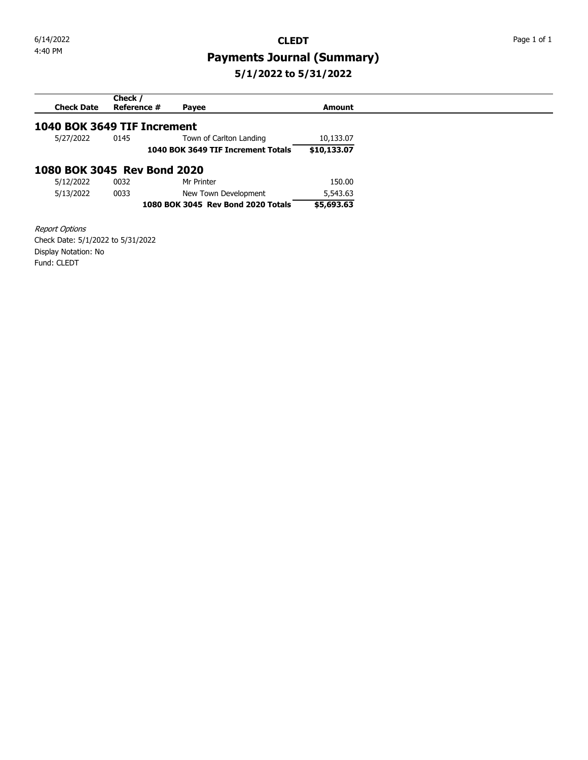6/14/2022
4:40 PM

# CLEDT

## Payments Journal (Summary)

### 5/1/2022 to 5/31/2022

| Check Date | Check / Reference # | Payee | Amount |
|---|---|---|---|
| **1040 BOK 3649 TIF Increment** | | | |
| 5/27/2022 | 0145 | Town of Carlton Landing | 10,133.07 |
| | | **1040 BOK 3649 TIF Increment Totals** | **$10,133.07** |
| **1080 BOK 3045 Rev Bond 2020** | | | |
| 5/12/2022 | 0032 | Mr Printer | 150.00 |
| 5/13/2022 | 0033 | New Town Development | 5,543.63 |
| | | **1080 BOK 3045 Rev Bond 2020 Totals** | **$5,693.63** |

*Report Options*
Check Date: 5/1/2022 to 5/31/2022
Display Notation: No
Fund: CLEDT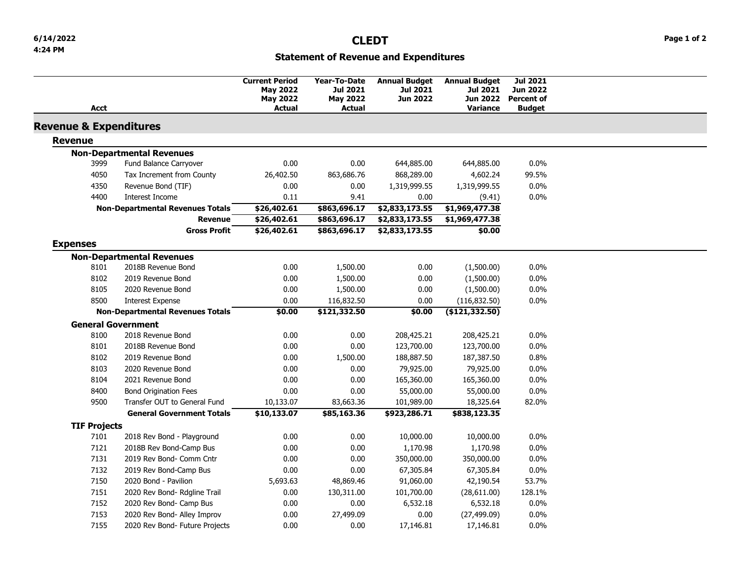# CLEDT

## Statement of Revenue and Expenditures

6/14/2022
4:24 PM

| Acct | | Current Period May 2022 May 2022 Actual | Year-To-Date Jul 2021 May 2022 Actual | Annual Budget Jul 2021 Jun 2022 | Annual Budget Jul 2021 Jun 2022 Variance | Jul 2021 Jun 2022 Percent of Budget |
|---|---|---|---|---|---|---|
| **Revenue & Expenditures** | | | | | | |
| **Revenue** | | | | | | |
| **Non-Departmental Revenues** | | | | | | |
| 3999 | Fund Balance Carryover | 0.00 | 0.00 | 644,885.00 | 644,885.00 | 0.0% |
| 4050 | Tax Increment from County | 26,402.50 | 863,686.76 | 868,289.00 | 4,602.24 | 99.5% |
| 4350 | Revenue Bond (TIF) | 0.00 | 0.00 | 1,319,999.55 | 1,319,999.55 | 0.0% |
| 4400 | Interest Income | 0.11 | 9.41 | 0.00 | (9.41) | 0.0% |
| | **Non-Departmental Revenues Totals** | **$26,402.61** | **$863,696.17** | **$2,833,173.55** | **$1,969,477.38** | |
| | **Revenue** | **$26,402.61** | **$863,696.17** | **$2,833,173.55** | **$1,969,477.38** | |
| | **Gross Profit** | **$26,402.61** | **$863,696.17** | **$2,833,173.55** | **$0.00** | |
| **Expenses** | | | | | | |
| **Non-Departmental Revenues** | | | | | | |
| 8101 | 2018B Revenue Bond | 0.00 | 1,500.00 | 0.00 | (1,500.00) | 0.0% |
| 8102 | 2019 Revenue Bond | 0.00 | 1,500.00 | 0.00 | (1,500.00) | 0.0% |
| 8105 | 2020 Revenue Bond | 0.00 | 1,500.00 | 0.00 | (1,500.00) | 0.0% |
| 8500 | Interest Expense | 0.00 | 116,832.50 | 0.00 | (116,832.50) | 0.0% |
| | **Non-Departmental Revenues Totals** | **$0.00** | **$121,332.50** | **$0.00** | **($121,332.50)** | |
| **General Government** | | | | | | |
| 8100 | 2018 Revenue Bond | 0.00 | 0.00 | 208,425.21 | 208,425.21 | 0.0% |
| 8101 | 2018B Revenue Bond | 0.00 | 0.00 | 123,700.00 | 123,700.00 | 0.0% |
| 8102 | 2019 Revenue Bond | 0.00 | 1,500.00 | 188,887.50 | 187,387.50 | 0.8% |
| 8103 | 2020 Revenue Bond | 0.00 | 0.00 | 79,925.00 | 79,925.00 | 0.0% |
| 8104 | 2021 Revenue Bond | 0.00 | 0.00 | 165,360.00 | 165,360.00 | 0.0% |
| 8400 | Bond Origination Fees | 0.00 | 0.00 | 55,000.00 | 55,000.00 | 0.0% |
| 9500 | Transfer OUT to General Fund | 10,133.07 | 83,663.36 | 101,989.00 | 18,325.64 | 82.0% |
| | **General Government Totals** | **$10,133.07** | **$85,163.36** | **$923,286.71** | **$838,123.35** | |
| **TIF Projects** | | | | | | |
| 7101 | 2018 Rev Bond - Playground | 0.00 | 0.00 | 10,000.00 | 10,000.00 | 0.0% |
| 7121 | 2018B Rev Bond-Camp Bus | 0.00 | 0.00 | 1,170.98 | 1,170.98 | 0.0% |
| 7131 | 2019 Rev Bond- Comm Cntr | 0.00 | 0.00 | 350,000.00 | 350,000.00 | 0.0% |
| 7132 | 2019 Rev Bond-Camp Bus | 0.00 | 0.00 | 67,305.84 | 67,305.84 | 0.0% |
| 7150 | 2020 Bond - Pavilion | 5,693.63 | 48,869.46 | 91,060.00 | 42,190.54 | 53.7% |
| 7151 | 2020 Rev Bond- Rdgline Trail | 0.00 | 130,311.00 | 101,700.00 | (28,611.00) | 128.1% |
| 7152 | 2020 Rev Bond- Camp Bus | 0.00 | 0.00 | 6,532.18 | 6,532.18 | 0.0% |
| 7153 | 2020 Rev Bond- Alley Improv | 0.00 | 27,499.09 | 0.00 | (27,499.09) | 0.0% |
| 7155 | 2020 Rev Bond- Future Projects | 0.00 | 0.00 | 17,146.81 | 17,146.81 | 0.0% |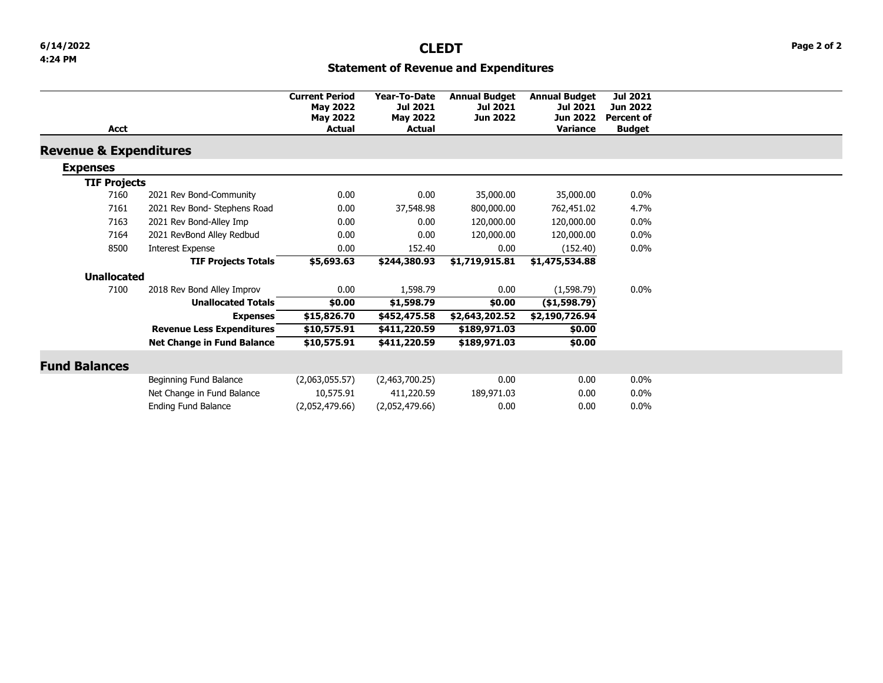# CLEDT

## Statement of Revenue and Expenditures

| Acct | | Current Period May 2022 May 2022 Actual | Year-To-Date Jul 2021 May 2022 Actual | Annual Budget Jul 2021 Jun 2022 | Annual Budget Jul 2021 Jun 2022 Variance | Jul 2021 Jun 2022 Percent of Budget |
|---|---|---|---|---|---|---|
| **Revenue & Expenditures** | | | | | | |
| **Expenses** | | | | | | |
| **TIF Projects** | | | | | | |
| 7160 | 2021 Rev Bond-Community | 0.00 | 0.00 | 35,000.00 | 35,000.00 | 0.0% |
| 7161 | 2021 Rev Bond- Stephens Road | 0.00 | 37,548.98 | 800,000.00 | 762,451.02 | 4.7% |
| 7163 | 2021 Rev Bond-Alley Imp | 0.00 | 0.00 | 120,000.00 | 120,000.00 | 0.0% |
| 7164 | 2021 RevBond Alley Redbud | 0.00 | 0.00 | 120,000.00 | 120,000.00 | 0.0% |
| 8500 | Interest Expense | 0.00 | 152.40 | 0.00 | (152.40) | 0.0% |
| | **TIF Projects Totals** | **$5,693.63** | **$244,380.93** | **$1,719,915.81** | **$1,475,534.88** | |
| **Unallocated** | | | | | | |
| 7100 | 2018 Rev Bond Alley Improv | 0.00 | 1,598.79 | 0.00 | (1,598.79) | 0.0% |
| | **Unallocated Totals** | **$0.00** | **$1,598.79** | **$0.00** | **($1,598.79)** | |
| | **Expenses** | **$15,826.70** | **$452,475.58** | **$2,643,202.52** | **$2,190,726.94** | |
| | **Revenue Less Expenditures** | **$10,575.91** | **$411,220.59** | **$189,971.03** | **$0.00** | |
| | **Net Change in Fund Balance** | **$10,575.91** | **$411,220.59** | **$189,971.03** | **$0.00** | |
| **Fund Balances** | | | | | | |
| | Beginning Fund Balance | (2,063,055.57) | (2,463,700.25) | 0.00 | 0.00 | 0.0% |
| | Net Change in Fund Balance | 10,575.91 | 411,220.59 | 189,971.03 | 0.00 | 0.0% |
| | Ending Fund Balance | (2,052,479.66) | (2,052,479.66) | 0.00 | 0.00 | 0.0% |